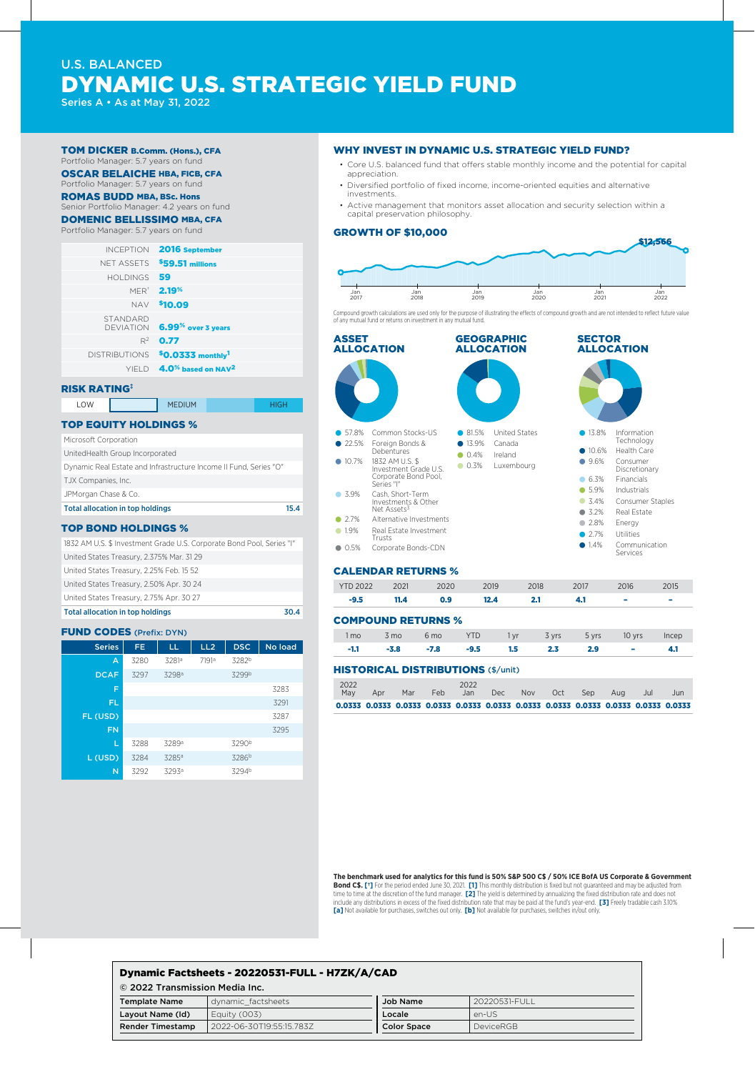U.S. BALANCED

# DYNAMIC U.S. STRATEGIC YIELD FUND

Series A • As at May 31, 2022

**TOM DICKER B.Comm. (Hons.), CFA**
Portfolio Manager: 5.7 years on fund

**OSCAR BELAICHE HBA, FICB, CFA**
Portfolio Manager: 5.7 years on fund

**ROMAS BUDD MBA, BSc. Hons**
Senior Portfolio Manager: 4.2 years on fund

**DOMENIC BELLISSIMO MBA, CFA**
Portfolio Manager: 5.7 years on fund

| | |
|---|---|
| INCEPTION | **2016 September** |
| NET ASSETS | **$59.51 millions** |
| HOLDINGS | **59** |
| MER[†] | **2.19%** |
| NAV | **$10.09** |
| STANDARD DEVIATION | **6.99% over 3 years** |
| $R^2$ | **0.77** |
| DISTRIBUTIONS | **$0.0333 monthly[1]** |
| YIELD | **4.0% based on NAV[2]** |

## RISK RATING[‡]

LOW | | MEDIUM | | HIGH

## TOP EQUITY HOLDINGS %

| | |
|---|---|
| Microsoft Corporation | |
| UnitedHealth Group Incorporated | |
| Dynamic Real Estate and Infrastructure Income II Fund, Series "O" | |
| TJX Companies, Inc. | |
| JPMorgan Chase & Co. | |
| **Total allocation in top holdings** | **15.4** |

## TOP BOND HOLDINGS %

| | |
|---|---|
| 1832 AM U.S. $ Investment Grade U.S. Corporate Bond Pool, Series "I" | |
| United States Treasury, 2.375% Mar. 31 29 | |
| United States Treasury, 2.25% Feb. 15 52 | |
| United States Treasury, 2.50% Apr. 30 24 | |
| United States Treasury, 2.75% Apr. 30 27 | |
| **Total allocation in top holdings** | **30.4** |

## FUND CODES (Prefix: DYN)

| Series | FE | LL | LL2 | DSC | No load |
|---|---|---|---|---|---|
| A | 3280 | 3281[a] | 7191[a] | 3282[b] | |
| DCAF | 3297 | 3298[a] | | 3299[b] | |
| F | | | | | 3283 |
| FL | | | | | 3291 |
| FL (USD) | | | | | 3287 |
| FN | | | | | 3295 |
| L | 3288 | 3289[a] | | 3290[b] | |
| L (USD) | 3284 | 3285[a] | | 3286[b] | |
| N | 3292 | 3293[a] | | 3294[b] | |

## WHY INVEST IN DYNAMIC U.S. STRATEGIC YIELD FUND?

- Core U.S. balanced fund that offers stable monthly income and the potential for capital appreciation.
- Diversified portfolio of fixed income, income-oriented equities and alternative investments.
- Active management that monitors asset allocation and security selection within a capital preservation philosophy.

## GROWTH OF $10,000

$12,566

Jan 2017 | Jan 2018 | Jan 2019 | Jan 2020 | Jan 2021 | Jan 2022

Compound growth calculations are used only for the purpose of illustrating the effects of compound growth and are not intended to reflect future value of any mutual fund or returns on investment in any mutual fund.

## ASSET ALLOCATION

- 57.8% Common Stocks-US
- 22.5% Foreign Bonds & Debentures
- 10.7% 1832 AM U.S. $ Investment Grade U.S. Corporate Bond Pool, Series "I"
- 3.9% Cash, Short-Term Investments & Other Net Assets[3]
- 2.7% Alternative Investments
- 1.9% Real Estate Investment Trusts
- 0.5% Corporate Bonds-CDN

## GEOGRAPHIC ALLOCATION

- 81.5% United States
- 13.9% Canada
- 0.4% Ireland
- 0.3% Luxembourg

## SECTOR ALLOCATION

- 13.8% Information Technology
- 10.6% Health Care
- 9.6% Consumer Discretionary
- 6.3% Financials
- 5.9% Industrials
- 3.4% Consumer Staples
- 3.2% Real Estate
- 2.8% Energy
- 2.7% Utilities
- 1.4% Communication Services

## CALENDAR RETURNS %

| YTD 2022 | 2021 | 2020 | 2019 | 2018 | 2017 | 2016 | 2015 |
|---|---|---|---|---|---|---|---|
| **-9.5** | **11.4** | **0.9** | **12.4** | **2.1** | **4.1** | **-** | **-** |

## COMPOUND RETURNS %

| 1 mo | 3 mo | 6 mo | YTD | 1 yr | 3 yrs | 5 yrs | 10 yrs | Incep |
|---|---|---|---|---|---|---|---|---|
| **-1.1** | **-3.8** | **-7.8** | **-9.5** | **1.5** | **2.3** | **2.9** | **-** | **4.1** |

## HISTORICAL DISTRIBUTIONS ($/unit)

| 2022 May | Apr | Mar | Feb | 2022 Jan | Dec | Nov | Oct | Sep | Aug | Jul | Jun |
|---|---|---|---|---|---|---|---|---|---|---|---|
| **0.0333** | **0.0333** | **0.0333** | **0.0333** | **0.0333** | **0.0333** | **0.0333** | **0.0333** | **0.0333** | **0.0333** | **0.0333** | **0.0333** |

**The benchmark used for analytics for this fund is 50% S&P 500 C$ / 50% ICE BofA US Corporate & Government Bond C$.** **[†]** For the period ended June 30, 2021. **[1]** This monthly distribution is fixed but not guaranteed and may be adjusted from time to time at the discretion of the fund manager. **[2]** The yield is determined by annualizing the fixed distribution rate and does not include any distributions in excess of the fixed distribution rate that may be paid at the fund's year-end. **[3]** Freely tradable cash 3.10% **[a]** Not available for purchases, switches out only. **[b]** Not available for purchases, switches in/out only.

**Dynamic Factsheets - 20220531-FULL - H7ZK/A/CAD**

© 2022 Transmission Media Inc.

| | | | |
|---|---|---|---|
| **Template Name** | dynamic_factsheets | **Job Name** | 20220531-FULL |
| **Layout Name (Id)** | Equity (003) | **Locale** | en-US |
| **Render Timestamp** | 2022-06-30T19:55:15.783Z | **Color Space** | DeviceRGB |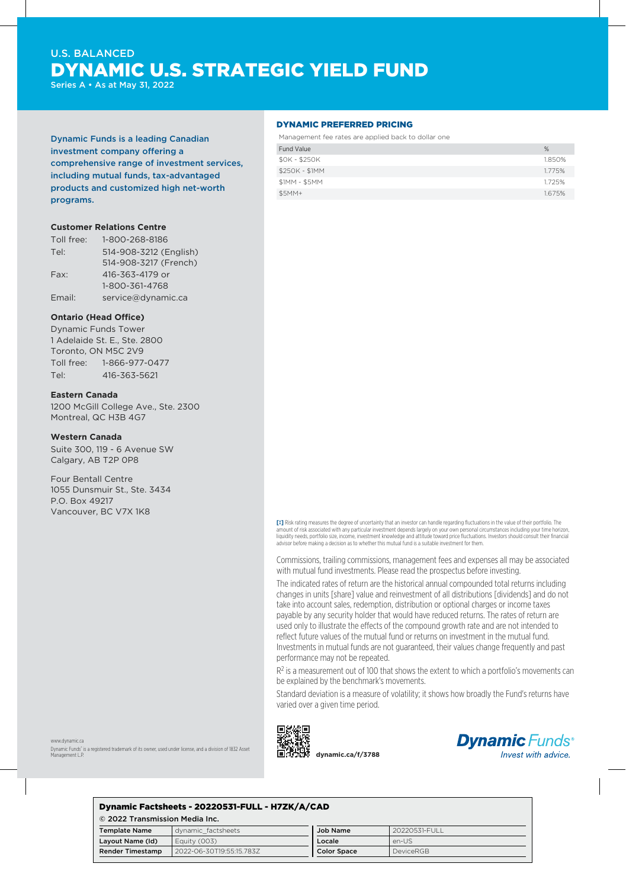U.S. BALANCED

# DYNAMIC U.S. STRATEGIC YIELD FUND

Series A • As at May 31, 2022

**Dynamic Funds is a leading Canadian investment company offering a comprehensive range of investment services, including mutual funds, tax-advantaged products and customized high net-worth programs.**

### Customer Relations Centre

Toll free: 1-800-268-8186
Tel: 514-908-3212 (English)
514-908-3217 (French)
Fax: 416-363-4179 or
1-800-361-4768
Email: service@dynamic.ca

### Ontario (Head Office)

Dynamic Funds Tower
1 Adelaide St. E., Ste. 2800
Toronto, ON M5C 2V9
Toll free: 1-866-977-0477
Tel: 416-363-5621

### Eastern Canada

1200 McGill College Ave., Ste. 2300
Montreal, QC H3B 4G7

### Western Canada

Suite 300, 119 - 6 Avenue SW
Calgary, AB T2P 0P8

Four Bentall Centre
1055 Dunsmuir St., Ste. 3434
P.O. Box 49217
Vancouver, BC V7X 1K8

www.dynamic.ca
Dynamic Funds® is a registered trademark of its owner, used under license, and a division of 1832 Asset Management L.P.

## DYNAMIC PREFERRED PRICING

Management fee rates are applied back to dollar one

| Fund Value | % |
|---|---|
| $0K - $250K | 1.850% |
| $250K - $1MM | 1.775% |
| $1MM - $5MM | 1.725% |
| $5MM+ | 1.675% |

[‡] Risk rating measures the degree of uncertainty that an investor can handle regarding fluctuations in the value of their portfolio. The amount of risk associated with any particular investment depends largely on your own personal circumstances including your time horizon, liquidity needs, portfolio size, income, investment knowledge and attitude toward price fluctuations. Investors should consult their financial advisor before making a decision as to whether this mutual fund is a suitable investment for them.

Commissions, trailing commissions, management fees and expenses all may be associated with mutual fund investments. Please read the prospectus before investing.

The indicated rates of return are the historical annual compounded total returns including changes in units [share] value and reinvestment of all distributions [dividends] and do not take into account sales, redemption, distribution or optional charges or income taxes payable by any security holder that would have reduced returns. The rates of return are used only to illustrate the effects of the compound growth rate and are not intended to reflect future values of the mutual fund or returns on investment in the mutual fund. Investments in mutual funds are not guaranteed, their values change frequently and past performance may not be repeated.

$R^2$ is a measurement out of 100 that shows the extent to which a portfolio's movements can be explained by the benchmark's movements.

Standard deviation is a measure of volatility; it shows how broadly the Fund's returns have varied over a given time period.

dynamic.ca/f/3788

Dynamic Funds®
*Invest with advice.*

**Dynamic Factsheets - 20220531-FULL - H7ZK/A/CAD**

© 2022 Transmission Media Inc.

| | | | |
|---|---|---|---|
| **Template Name** | dynamic_factsheets | **Job Name** | 20220531-FULL |
| **Layout Name (Id)** | Equity (003) | **Locale** | en-US |
| **Render Timestamp** | 2022-06-30T19:55:15.783Z | **Color Space** | DeviceRGB |